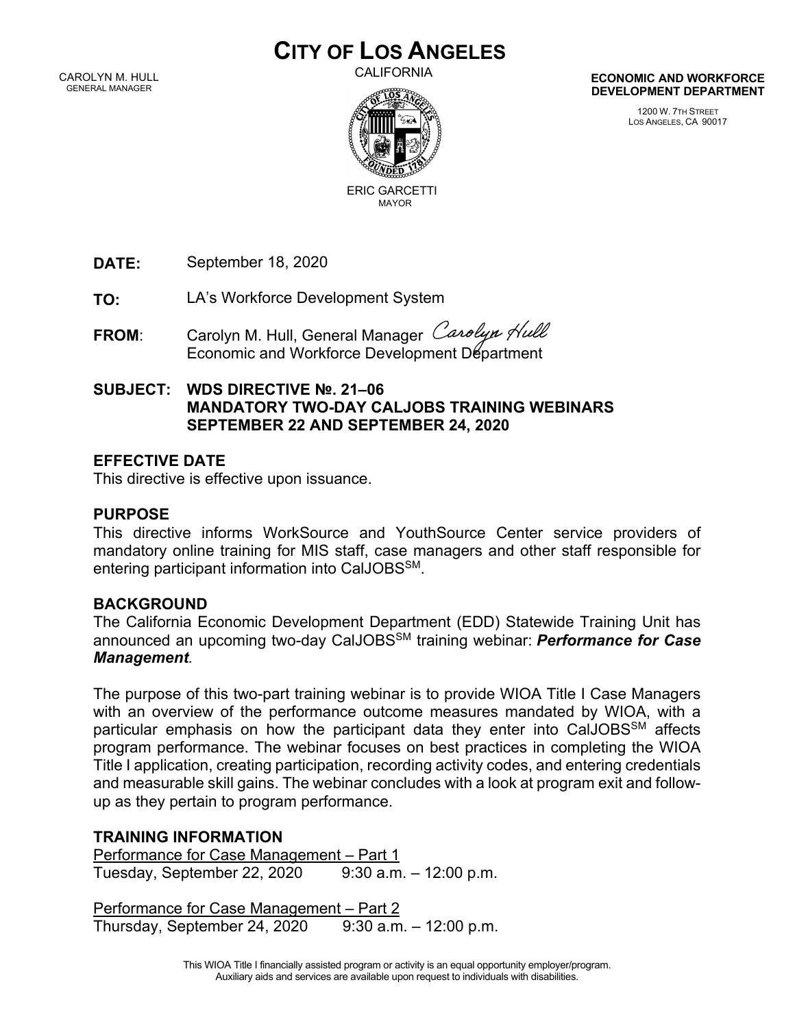# CITY OF LOS ANGELES

CALIFORNIA

CAROLYN M. HULL
GENERAL MANAGER

ERIC GARCETTI
MAYOR

**ECONOMIC AND WORKFORCE DEVELOPMENT DEPARTMENT**

1200 W. 7TH STREET
LOS ANGELES, CA 90017

**DATE:** September 18, 2020

**TO:** LA's Workforce Development System

**FROM**: Carolyn M. Hull, General Manager
Economic and Workforce Development Department

**SUBJECT: WDS DIRECTIVE №. 21–06
MANDATORY TWO-DAY CALJOBS TRAINING WEBINARS
SEPTEMBER 22 AND SEPTEMBER 24, 2020**

## EFFECTIVE DATE

This directive is effective upon issuance.

## PURPOSE

This directive informs WorkSource and YouthSource Center service providers of mandatory online training for MIS staff, case managers and other staff responsible for entering participant information into CalJOBS[SM].

## BACKGROUND

The California Economic Development Department (EDD) Statewide Training Unit has announced an upcoming two-day CalJOBS[SM] training webinar: ***Performance for Case Management****.*

The purpose of this two-part training webinar is to provide WIOA Title I Case Managers with an overview of the performance outcome measures mandated by WIOA, with a particular emphasis on how the participant data they enter into CalJOBS[SM] affects program performance. The webinar focuses on best practices in completing the WIOA Title I application, creating participation, recording activity codes, and entering credentials and measurable skill gains. The webinar concludes with a look at program exit and follow-up as they pertain to program performance.

## TRAINING INFORMATION

Performance for Case Management – Part 1
Tuesday, September 22, 2020 9:30 a.m. – 12:00 p.m.

Performance for Case Management – Part 2
Thursday, September 24, 2020 9:30 a.m. – 12:00 p.m.

This WIOA Title I financially assisted program or activity is an equal opportunity employer/program.
Auxiliary aids and services are available upon request to individuals with disabilities.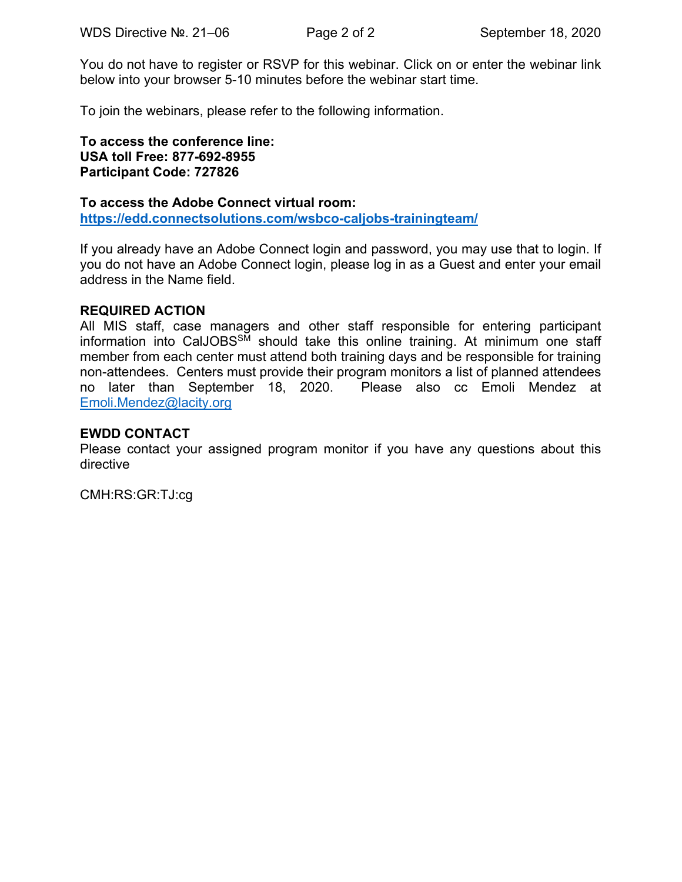You do not have to register or RSVP for this webinar. Click on or enter the webinar link below into your browser 5-10 minutes before the webinar start time.

To join the webinars, please refer to the following information.

**To access the conference line:**
**USA toll Free: 877-692-8955**
**Participant Code: 727826**

**To access the Adobe Connect virtual room:**
**https://edd.connectsolutions.com/wsbco-caljobs-trainingteam/**

If you already have an Adobe Connect login and password, you may use that to login. If you do not have an Adobe Connect login, please log in as a Guest and enter your email address in the Name field.

**REQUIRED ACTION**

All MIS staff, case managers and other staff responsible for entering participant information into CalJOBS[SM] should take this online training. At minimum one staff member from each center must attend both training days and be responsible for training non-attendees. Centers must provide their program monitors a list of planned attendees no later than September 18, 2020. Please also cc Emoli Mendez at Emoli.Mendez@lacity.org

**EWDD CONTACT**

Please contact your assigned program monitor if you have any questions about this directive

CMH:RS:GR:TJ:cg